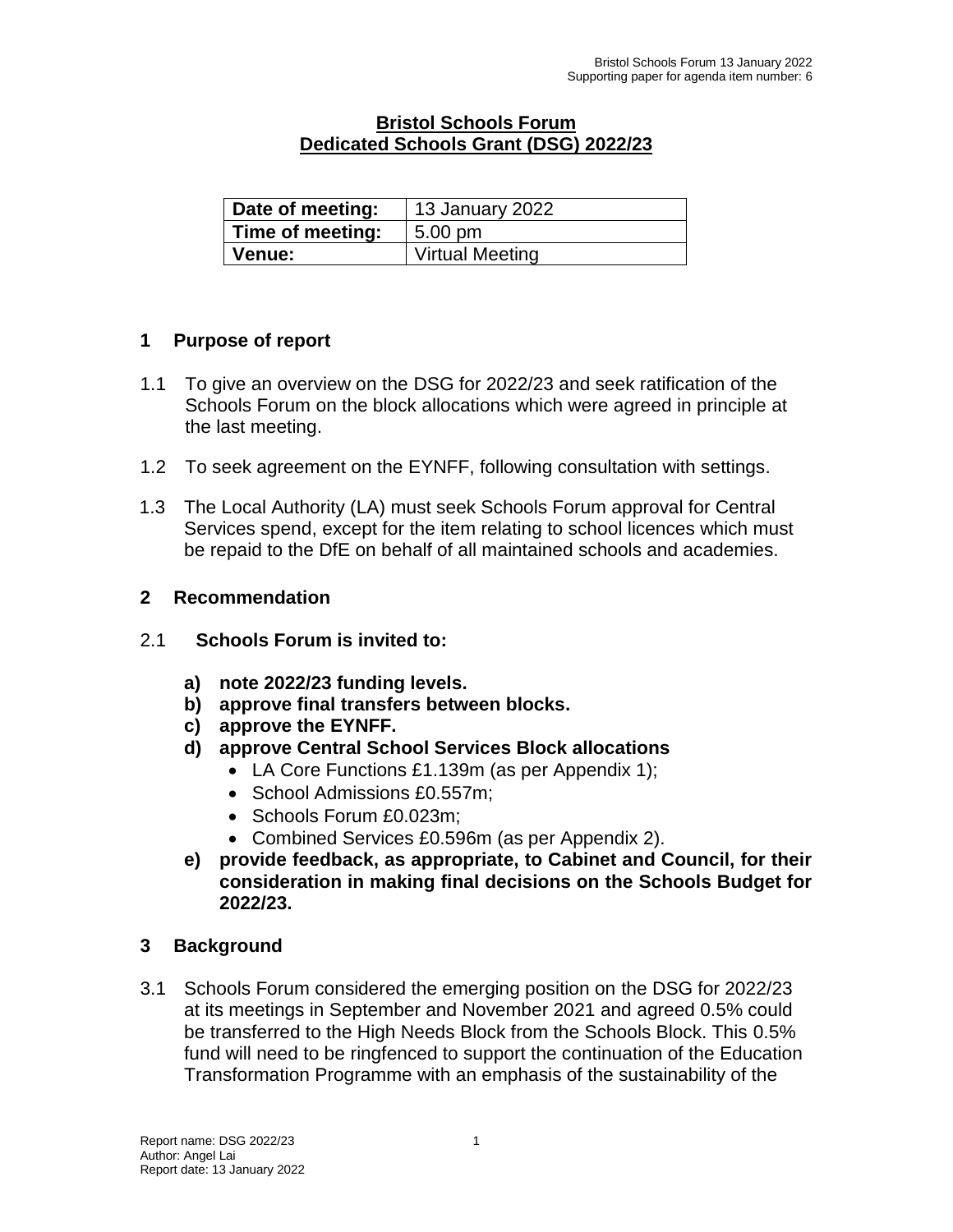# Bristol Schools Forum
# Dedicated Schools Grant (DSG) 2022/23

| Date of meeting: | 13 January 2022 |
|---|---|
| Time of meeting: | 5.00 pm |
| Venue: | Virtual Meeting |

## 1 Purpose of report

1.1 To give an overview on the DSG for 2022/23 and seek ratification of the Schools Forum on the block allocations which were agreed in principle at the last meeting.

1.2 To seek agreement on the EYNFF, following consultation with settings.

1.3 The Local Authority (LA) must seek Schools Forum approval for Central Services spend, except for the item relating to school licences which must be repaid to the DfE on behalf of all maintained schools and academies.

## 2 Recommendation

2.1 **Schools Forum is invited to:**

- **a) note 2022/23 funding levels.**
- **b) approve final transfers between blocks.**
- **c) approve the EYNFF.**
- **d) approve Central School Services Block allocations**
  - LA Core Functions £1.139m (as per Appendix 1);
  - School Admissions £0.557m;
  - Schools Forum £0.023m;
  - Combined Services £0.596m (as per Appendix 2).
- **e) provide feedback, as appropriate, to Cabinet and Council, for their consideration in making final decisions on the Schools Budget for 2022/23.**

## 3 Background

3.1 Schools Forum considered the emerging position on the DSG for 2022/23 at its meetings in September and November 2021 and agreed 0.5% could be transferred to the High Needs Block from the Schools Block. This 0.5% fund will need to be ringfenced to support the continuation of the Education Transformation Programme with an emphasis of the sustainability of the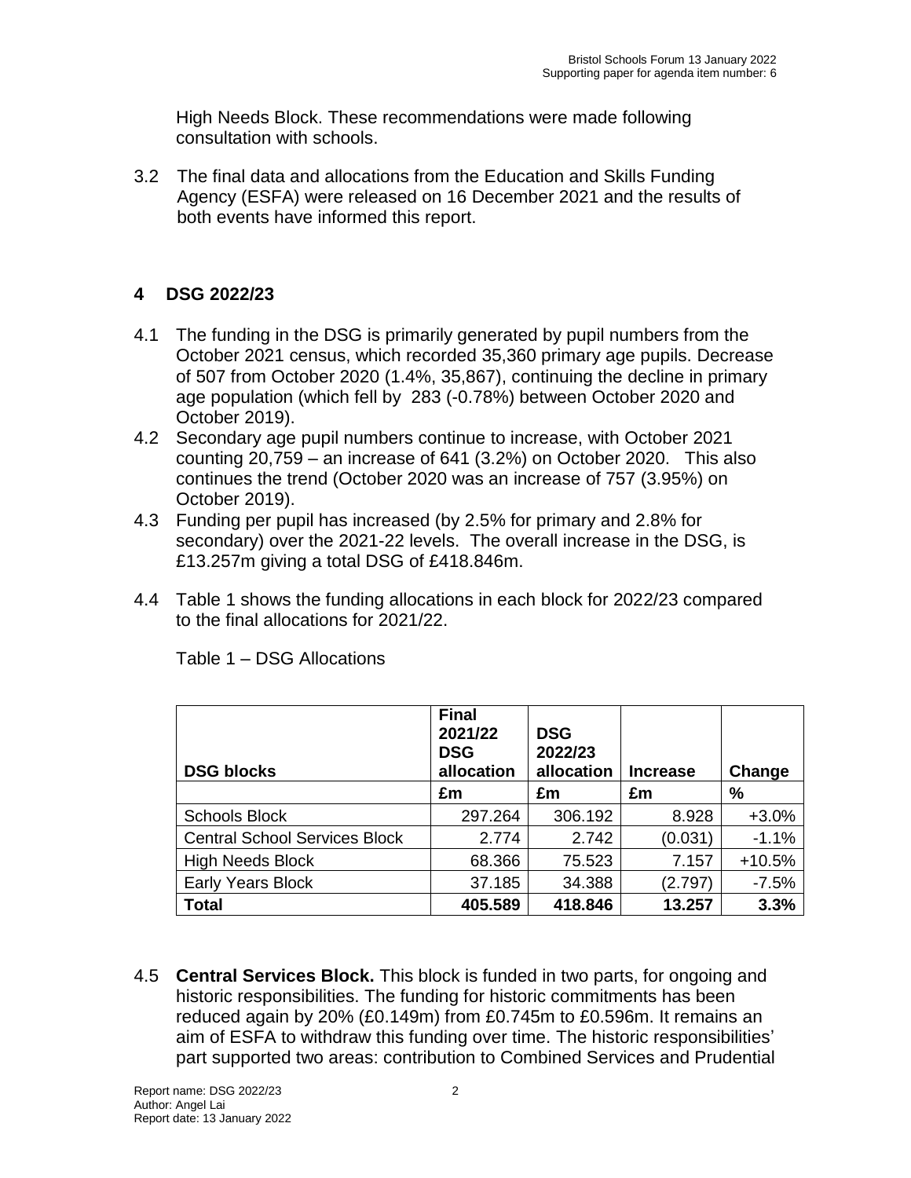High Needs Block. These recommendations were made following consultation with schools.

3.2 The final data and allocations from the Education and Skills Funding Agency (ESFA) were released on 16 December 2021 and the results of both events have informed this report.

## 4 DSG 2022/23

4.1 The funding in the DSG is primarily generated by pupil numbers from the October 2021 census, which recorded 35,360 primary age pupils. Decrease of 507 from October 2020 (1.4%, 35,867), continuing the decline in primary age population (which fell by 283 (-0.78%) between October 2020 and October 2019).

4.2 Secondary age pupil numbers continue to increase, with October 2021 counting 20,759 – an increase of 641 (3.2%) on October 2020. This also continues the trend (October 2020 was an increase of 757 (3.95%) on October 2019).

4.3 Funding per pupil has increased (by 2.5% for primary and 2.8% for secondary) over the 2021-22 levels. The overall increase in the DSG, is £13.257m giving a total DSG of £418.846m.

4.4 Table 1 shows the funding allocations in each block for 2022/23 compared to the final allocations for 2021/22.

Table 1 – DSG Allocations

| DSG blocks | Final 2021/22 DSG allocation | DSG 2022/23 allocation | Increase | Change |
|---|---|---|---|---|
| | £m | £m | £m | % |
| Schools Block | 297.264 | 306.192 | 8.928 | +3.0% |
| Central School Services Block | 2.774 | 2.742 | (0.031) | -1.1% |
| High Needs Block | 68.366 | 75.523 | 7.157 | +10.5% |
| Early Years Block | 37.185 | 34.388 | (2.797) | -7.5% |
| **Total** | **405.589** | **418.846** | **13.257** | **3.3%** |

4.5 **Central Services Block.** This block is funded in two parts, for ongoing and historic responsibilities. The funding for historic commitments has been reduced again by 20% (£0.149m) from £0.745m to £0.596m. It remains an aim of ESFA to withdraw this funding over time. The historic responsibilities' part supported two areas: contribution to Combined Services and Prudential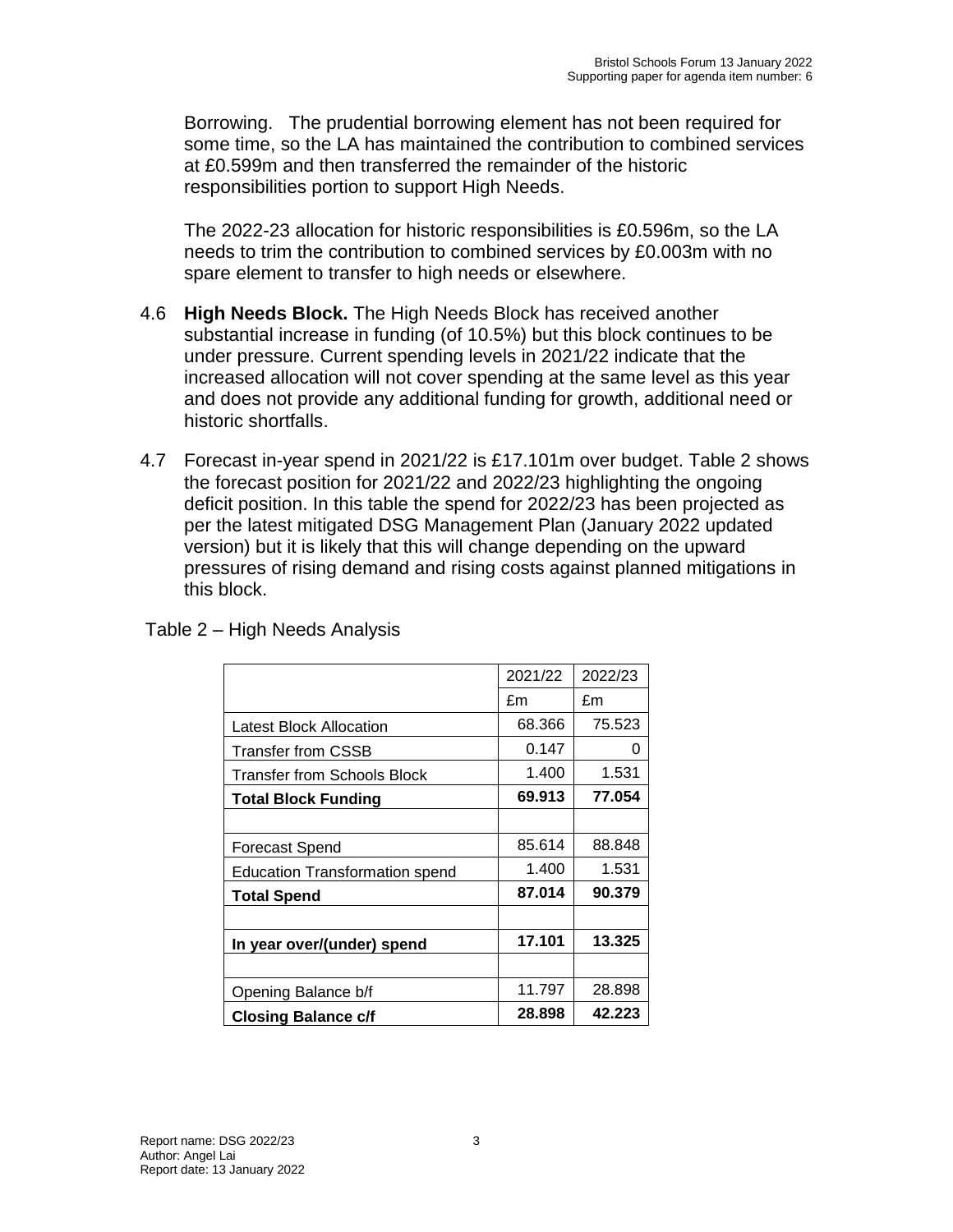Borrowing. The prudential borrowing element has not been required for some time, so the LA has maintained the contribution to combined services at £0.599m and then transferred the remainder of the historic responsibilities portion to support High Needs.

The 2022-23 allocation for historic responsibilities is £0.596m, so the LA needs to trim the contribution to combined services by £0.003m with no spare element to transfer to high needs or elsewhere.

4.6 **High Needs Block.** The High Needs Block has received another substantial increase in funding (of 10.5%) but this block continues to be under pressure. Current spending levels in 2021/22 indicate that the increased allocation will not cover spending at the same level as this year and does not provide any additional funding for growth, additional need or historic shortfalls.

4.7 Forecast in-year spend in 2021/22 is £17.101m over budget. Table 2 shows the forecast position for 2021/22 and 2022/23 highlighting the ongoing deficit position. In this table the spend for 2022/23 has been projected as per the latest mitigated DSG Management Plan (January 2022 updated version) but it is likely that this will change depending on the upward pressures of rising demand and rising costs against planned mitigations in this block.

Table 2 – High Needs Analysis

| | 2021/22 | 2022/23 |
|---|---|---|
| | £m | £m |
| Latest Block Allocation | 68.366 | 75.523 |
| Transfer from CSSB | 0.147 | 0 |
| Transfer from Schools Block | 1.400 | 1.531 |
| **Total Block Funding** | **69.913** | **77.054** |
| | | |
| Forecast Spend | 85.614 | 88.848 |
| Education Transformation spend | 1.400 | 1.531 |
| **Total Spend** | **87.014** | **90.379** |
| | | |
| **In year over/(under) spend** | **17.101** | **13.325** |
| | | |
| Opening Balance b/f | 11.797 | 28.898 |
| **Closing Balance c/f** | **28.898** | **42.223** |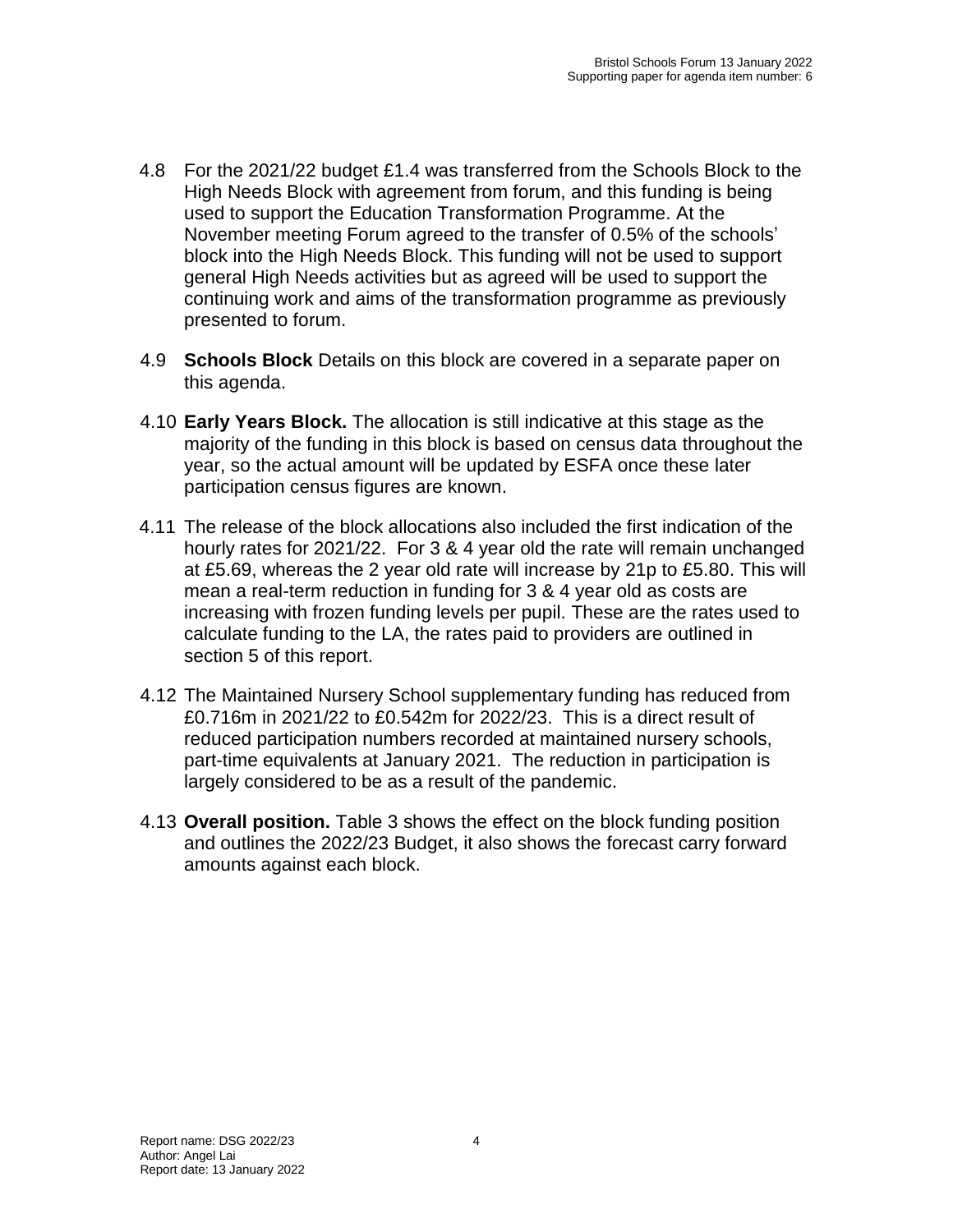4.8 For the 2021/22 budget £1.4 was transferred from the Schools Block to the High Needs Block with agreement from forum, and this funding is being used to support the Education Transformation Programme. At the November meeting Forum agreed to the transfer of 0.5% of the schools' block into the High Needs Block. This funding will not be used to support general High Needs activities but as agreed will be used to support the continuing work and aims of the transformation programme as previously presented to forum.

4.9 **Schools Block** Details on this block are covered in a separate paper on this agenda.

4.10 **Early Years Block.** The allocation is still indicative at this stage as the majority of the funding in this block is based on census data throughout the year, so the actual amount will be updated by ESFA once these later participation census figures are known.

4.11 The release of the block allocations also included the first indication of the hourly rates for 2021/22. For 3 & 4 year old the rate will remain unchanged at £5.69, whereas the 2 year old rate will increase by 21p to £5.80. This will mean a real-term reduction in funding for 3 & 4 year old as costs are increasing with frozen funding levels per pupil. These are the rates used to calculate funding to the LA, the rates paid to providers are outlined in section 5 of this report.

4.12 The Maintained Nursery School supplementary funding has reduced from £0.716m in 2021/22 to £0.542m for 2022/23. This is a direct result of reduced participation numbers recorded at maintained nursery schools, part-time equivalents at January 2021. The reduction in participation is largely considered to be as a result of the pandemic.

4.13 **Overall position.** Table 3 shows the effect on the block funding position and outlines the 2022/23 Budget, it also shows the forecast carry forward amounts against each block.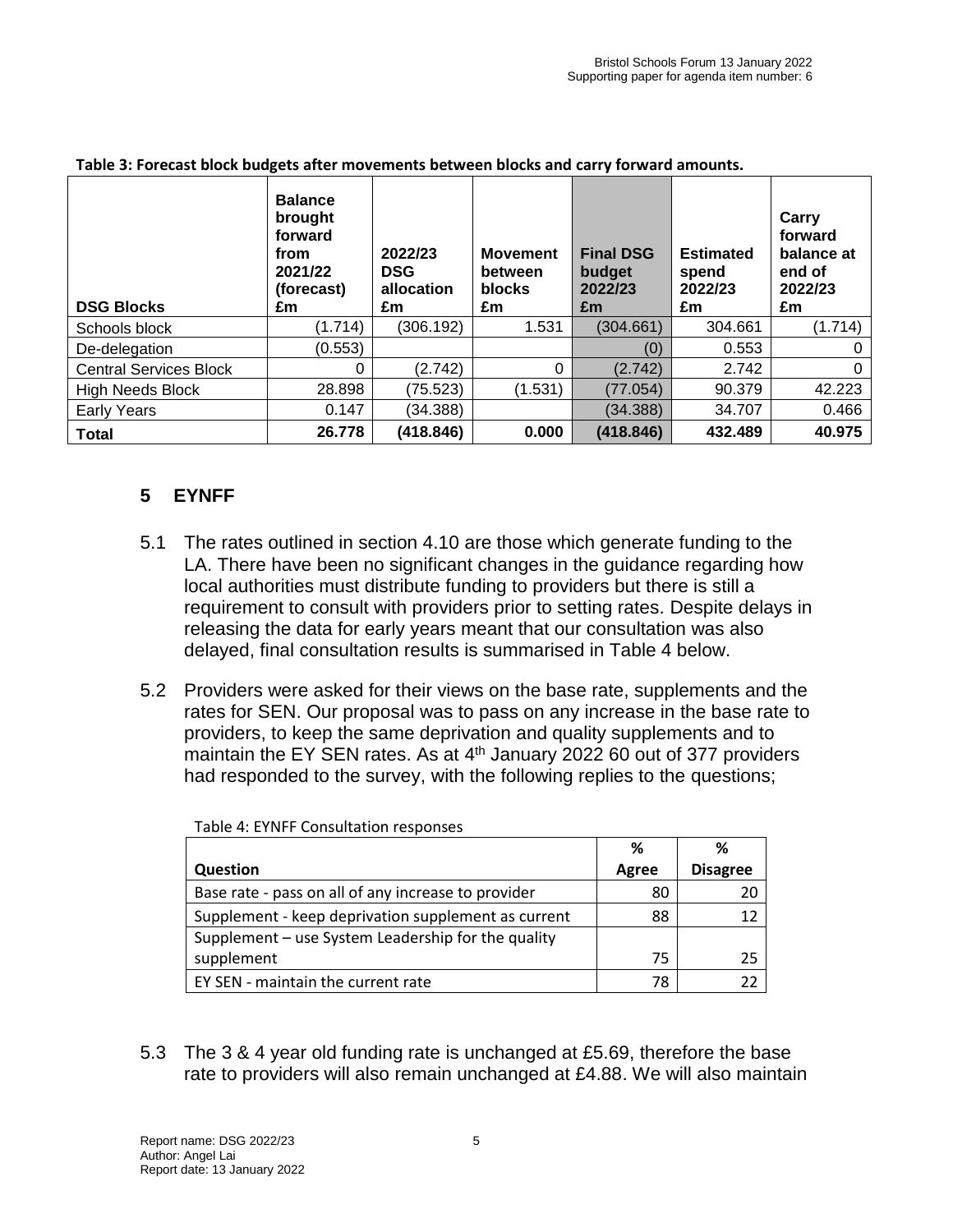**Table 3: Forecast block budgets after movements between blocks and carry forward amounts.**

| DSG Blocks | Balance brought forward from 2021/22 (forecast) £m | 2022/23 DSG allocation £m | Movement between blocks £m | Final DSG budget 2022/23 £m | Estimated spend 2022/23 £m | Carry forward balance at end of 2022/23 £m |
|---|---|---|---|---|---|---|
| Schools block | (1.714) | (306.192) | 1.531 | (304.661) | 304.661 | (1.714) |
| De-delegation | (0.553) | | | (0) | 0.553 | 0 |
| Central Services Block | 0 | (2.742) | 0 | (2.742) | 2.742 | 0 |
| High Needs Block | 28.898 | (75.523) | (1.531) | (77.054) | 90.379 | 42.223 |
| Early Years | 0.147 | (34.388) | | (34.388) | 34.707 | 0.466 |
| **Total** | **26.778** | **(418.846)** | **0.000** | **(418.846)** | **432.489** | **40.975** |

## 5 EYNFF

5.1 The rates outlined in section 4.10 are those which generate funding to the LA. There have been no significant changes in the guidance regarding how local authorities must distribute funding to providers but there is still a requirement to consult with providers prior to setting rates. Despite delays in releasing the data for early years meant that our consultation was also delayed, final consultation results is summarised in Table 4 below.

5.2 Providers were asked for their views on the base rate, supplements and the rates for SEN. Our proposal was to pass on any increase in the base rate to providers, to keep the same deprivation and quality supplements and to maintain the EY SEN rates. As at 4th January 2022 60 out of 377 providers had responded to the survey, with the following replies to the questions;

Table 4: EYNFF Consultation responses

| Question | % Agree | % Disagree |
|---|---|---|
| Base rate - pass on all of any increase to provider | 80 | 20 |
| Supplement - keep deprivation supplement as current | 88 | 12 |
| Supplement – use System Leadership for the quality supplement | 75 | 25 |
| EY SEN - maintain the current rate | 78 | 22 |

5.3 The 3 & 4 year old funding rate is unchanged at £5.69, therefore the base rate to providers will also remain unchanged at £4.88. We will also maintain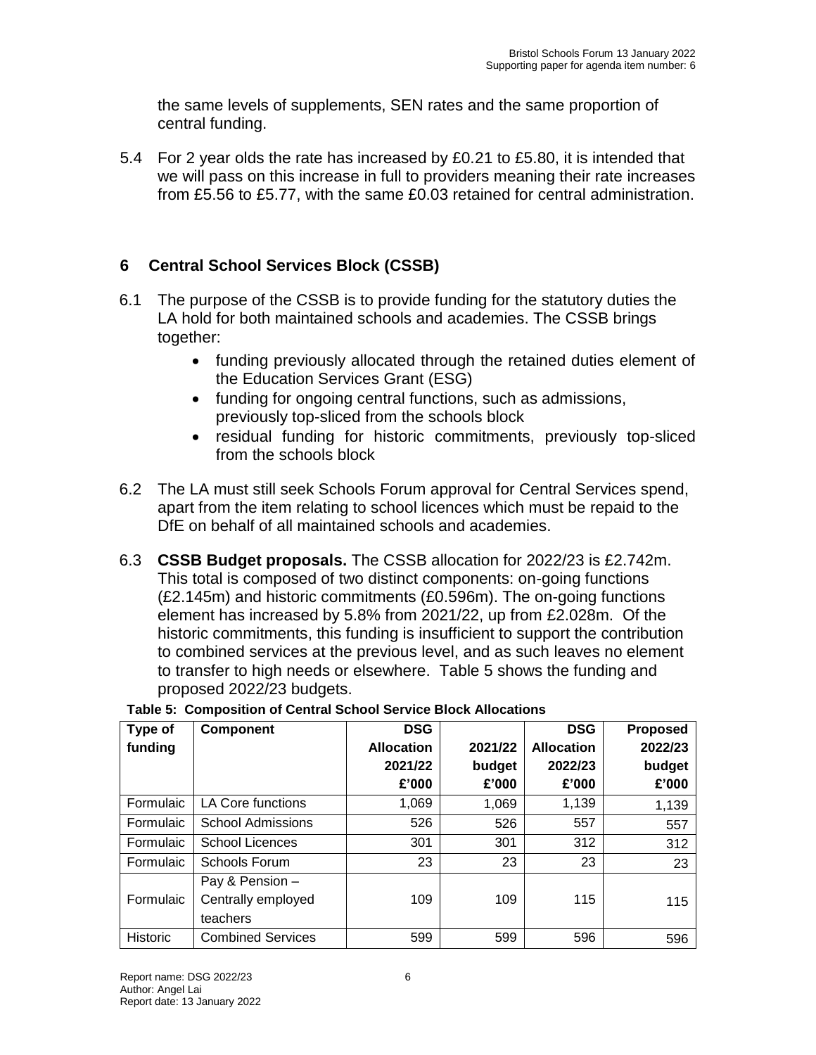the same levels of supplements, SEN rates and the same proportion of central funding.

5.4 For 2 year olds the rate has increased by £0.21 to £5.80, it is intended that we will pass on this increase in full to providers meaning their rate increases from £5.56 to £5.77, with the same £0.03 retained for central administration.

## 6 Central School Services Block (CSSB)

6.1 The purpose of the CSSB is to provide funding for the statutory duties the LA hold for both maintained schools and academies. The CSSB brings together:

- funding previously allocated through the retained duties element of the Education Services Grant (ESG)
- funding for ongoing central functions, such as admissions, previously top-sliced from the schools block
- residual funding for historic commitments, previously top-sliced from the schools block

6.2 The LA must still seek Schools Forum approval for Central Services spend, apart from the item relating to school licences which must be repaid to the DfE on behalf of all maintained schools and academies.

6.3 **CSSB Budget proposals.** The CSSB allocation for 2022/23 is £2.742m. This total is composed of two distinct components: on-going functions (£2.145m) and historic commitments (£0.596m). The on-going functions element has increased by 5.8% from 2021/22, up from £2.028m. Of the historic commitments, this funding is insufficient to support the contribution to combined services at the previous level, and as such leaves no element to transfer to high needs or elsewhere. Table 5 shows the funding and proposed 2022/23 budgets.

**Table 5: Composition of Central School Service Block Allocations**

| Type of funding | Component | DSG Allocation 2021/22 £'000 | 2021/22 budget £'000 | DSG Allocation 2022/23 £'000 | Proposed 2022/23 budget £'000 |
|---|---|---|---|---|---|
| Formulaic | LA Core functions | 1,069 | 1,069 | 1,139 | 1,139 |
| Formulaic | School Admissions | 526 | 526 | 557 | 557 |
| Formulaic | School Licences | 301 | 301 | 312 | 312 |
| Formulaic | Schools Forum | 23 | 23 | 23 | 23 |
| Formulaic | Pay & Pension – Centrally employed teachers | 109 | 109 | 115 | 115 |
| Historic | Combined Services | 599 | 599 | 596 | 596 |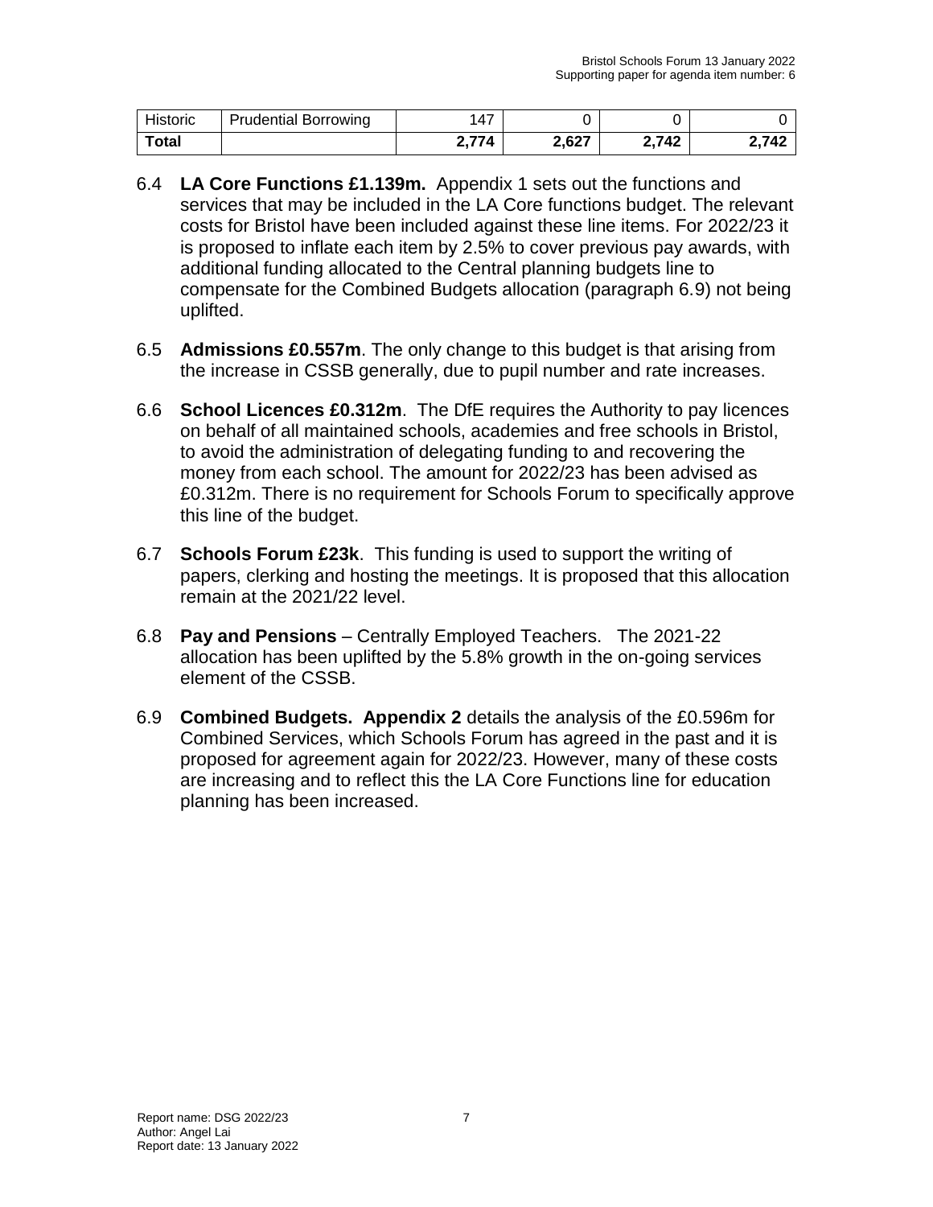| Historic | Prudential Borrowing | 147 | 0 | 0 | 0 |
| --- | --- | --- | --- | --- | --- |
| **Total** | | **2,774** | **2,627** | **2,742** | **2,742** |

6.4 **LA Core Functions £1.139m.** Appendix 1 sets out the functions and services that may be included in the LA Core functions budget. The relevant costs for Bristol have been included against these line items. For 2022/23 it is proposed to inflate each item by 2.5% to cover previous pay awards, with additional funding allocated to the Central planning budgets line to compensate for the Combined Budgets allocation (paragraph 6.9) not being uplifted.

6.5 **Admissions £0.557m**. The only change to this budget is that arising from the increase in CSSB generally, due to pupil number and rate increases.

6.6 **School Licences £0.312m**. The DfE requires the Authority to pay licences on behalf of all maintained schools, academies and free schools in Bristol, to avoid the administration of delegating funding to and recovering the money from each school. The amount for 2022/23 has been advised as £0.312m. There is no requirement for Schools Forum to specifically approve this line of the budget.

6.7 **Schools Forum £23k**. This funding is used to support the writing of papers, clerking and hosting the meetings. It is proposed that this allocation remain at the 2021/22 level.

6.8 **Pay and Pensions** – Centrally Employed Teachers. The 2021-22 allocation has been uplifted by the 5.8% growth in the on-going services element of the CSSB.

6.9 **Combined Budgets. Appendix 2** details the analysis of the £0.596m for Combined Services, which Schools Forum has agreed in the past and it is proposed for agreement again for 2022/23. However, many of these costs are increasing and to reflect this the LA Core Functions line for education planning has been increased.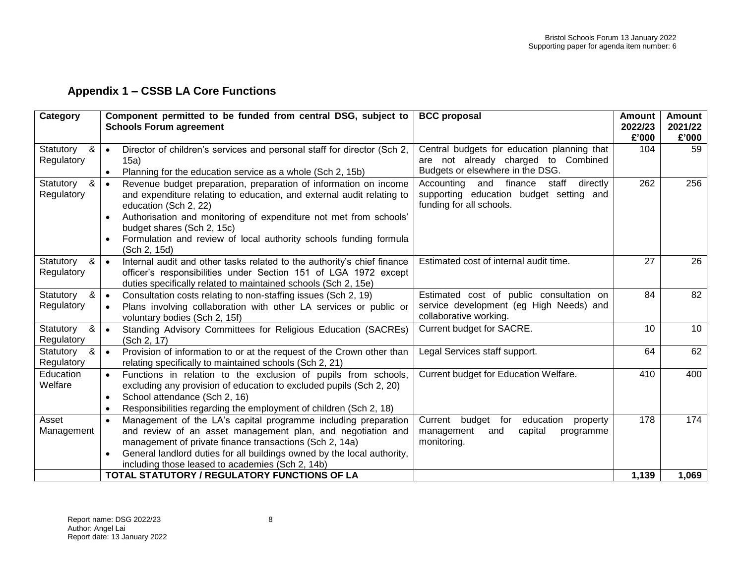## Appendix 1 – CSSB LA Core Functions

| Category | Component permitted to be funded from central DSG, subject to Schools Forum agreement | BCC proposal | Amount 2022/23 £'000 | Amount 2021/22 £'000 |
|---|---|---|---|---|
| Statutory & Regulatory | • Director of children's services and personal staff for director (Sch 2, 15a)<br>• Planning for the education service as a whole (Sch 2, 15b) | Central budgets for education planning that are not already charged to Combined Budgets or elsewhere in the DSG. | 104 | 59 |
| Statutory & Regulatory | • Revenue budget preparation, preparation of information on income and expenditure relating to education, and external audit relating to education (Sch 2, 22)<br>• Authorisation and monitoring of expenditure not met from schools' budget shares (Sch 2, 15c)<br>• Formulation and review of local authority schools funding formula (Sch 2, 15d) | Accounting and finance staff directly supporting education budget setting and funding for all schools. | 262 | 256 |
| Statutory & Regulatory | • Internal audit and other tasks related to the authority's chief finance officer's responsibilities under Section 151 of LGA 1972 except duties specifically related to maintained schools (Sch 2, 15e) | Estimated cost of internal audit time. | 27 | 26 |
| Statutory & Regulatory | • Consultation costs relating to non-staffing issues (Sch 2, 19)<br>• Plans involving collaboration with other LA services or public or voluntary bodies (Sch 2, 15f) | Estimated cost of public consultation on service development (eg High Needs) and collaborative working. | 84 | 82 |
| Statutory & Regulatory | • Standing Advisory Committees for Religious Education (SACREs) (Sch 2, 17) | Current budget for SACRE. | 10 | 10 |
| Statutory & Regulatory | • Provision of information to or at the request of the Crown other than relating specifically to maintained schools (Sch 2, 21) | Legal Services staff support. | 64 | 62 |
| Education Welfare | • Functions in relation to the exclusion of pupils from schools, excluding any provision of education to excluded pupils (Sch 2, 20)<br>• School attendance (Sch 2, 16)<br>• Responsibilities regarding the employment of children (Sch 2, 18) | Current budget for Education Welfare. | 410 | 400 |
| Asset Management | • Management of the LA's capital programme including preparation and review of an asset management plan, and negotiation and management of private finance transactions (Sch 2, 14a)<br>• General landlord duties for all buildings owned by the local authority, including those leased to academies (Sch 2, 14b) | Current budget for education property management and capital programme monitoring. | 178 | 174 |
| | **TOTAL STATUTORY / REGULATORY FUNCTIONS OF LA** | | **1,139** | **1,069** |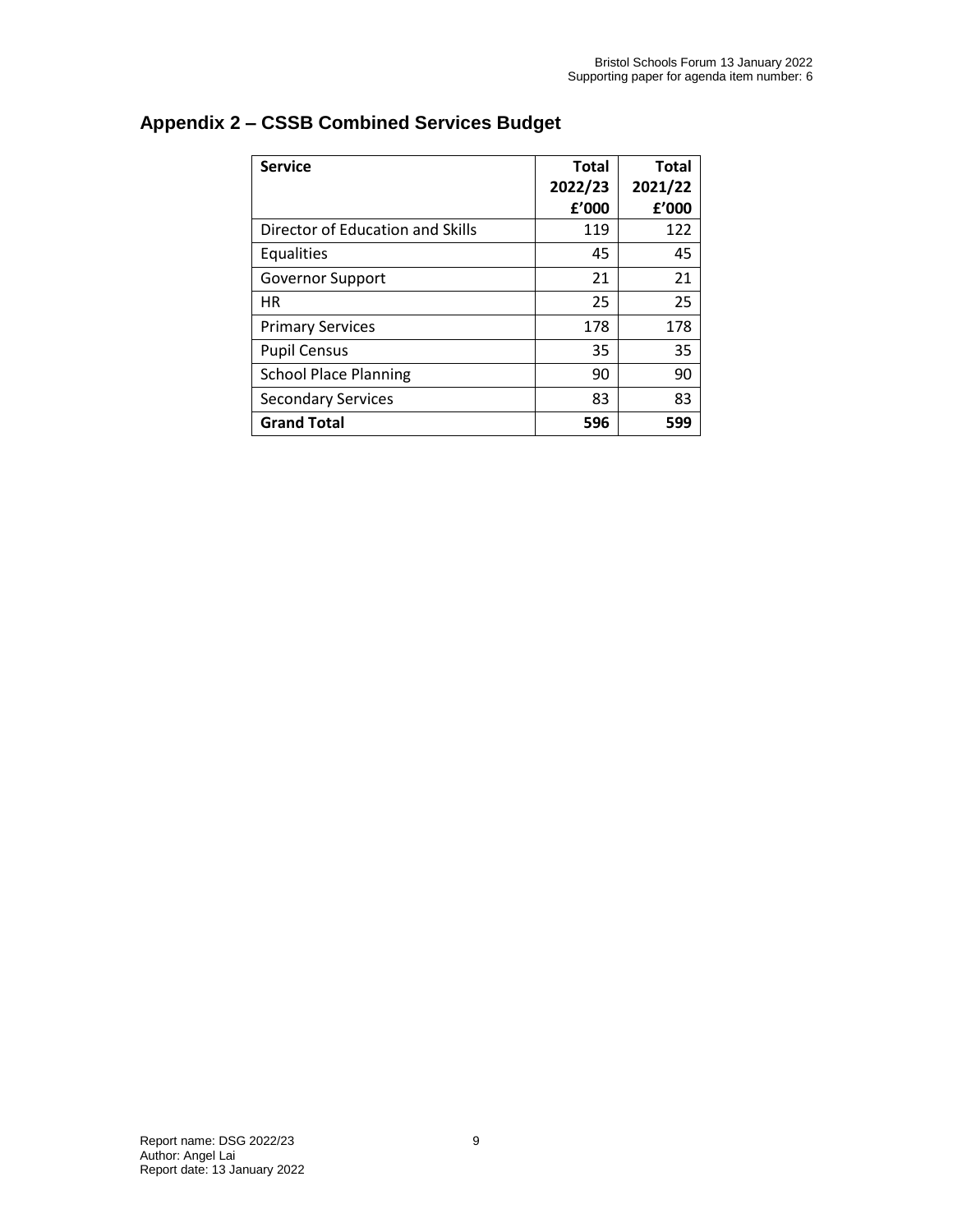## Appendix 2 – CSSB Combined Services Budget

| Service | Total 2022/23 £'000 | Total 2021/22 £'000 |
|---|---|---|
| Director of Education and Skills | 119 | 122 |
| Equalities | 45 | 45 |
| Governor Support | 21 | 21 |
| HR | 25 | 25 |
| Primary Services | 178 | 178 |
| Pupil Census | 35 | 35 |
| School Place Planning | 90 | 90 |
| Secondary Services | 83 | 83 |
| **Grand Total** | **596** | **599** |